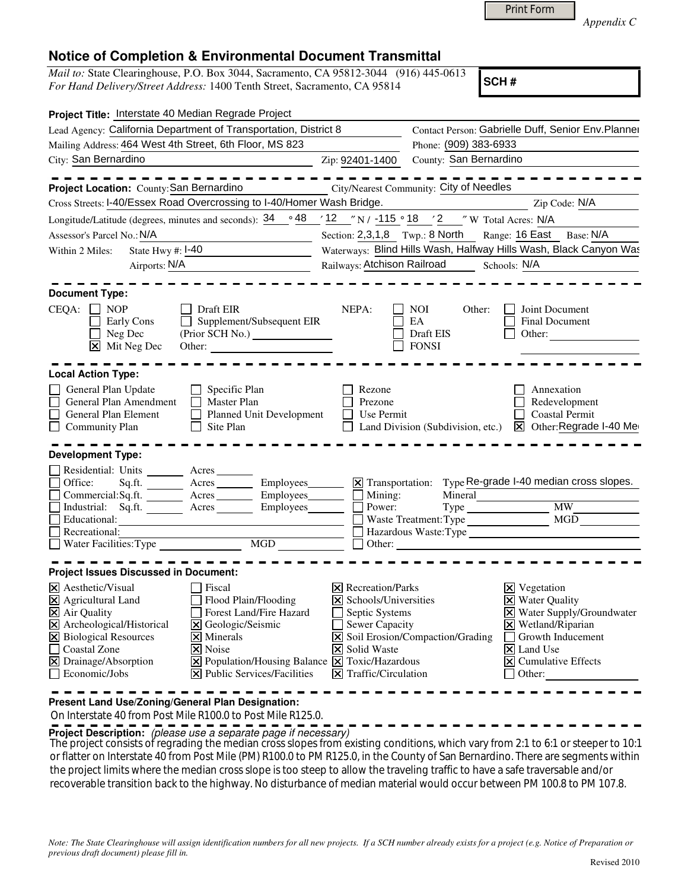Print Form

*Appendix C*

# Notice of Completion & Environmental Document Transmittal

*Mail to:* State Clearinghouse, P.O. Box 3044, Sacramento, CA 95812-3044 (916) 445-0613
*For Hand Delivery/Street Address:* 1400 Tenth Street, Sacramento, CA 95814

**SCH #**

**Project Title:** Interstate 40 Median Regrade Project

Lead Agency: California Department of Transportation, District 8
Contact Person: Gabrielle Duff, Senior Env.Planner
Mailing Address: 464 West 4th Street, 6th Floor, MS 823
Phone: (909) 383-6933
City: San Bernardino
Zip: 92401-1400
County: San Bernardino

**Project Location:** County: San Bernardino
City/Nearest Community: City of Needles
Cross Streets: I-40/Essex Road Overcrossing to I-40/Homer Wash Bridge.
Zip Code: N/A
Longitude/Latitude (degrees, minutes and seconds): 34 ° 48 ′ 12 ″ N / -115 ° 18 ′ 2 ″ W Total Acres: N/A
Assessor's Parcel No.: N/A
Section: 2,3,1,8 Twp.: 8 North Range: 16 East Base: N/A
Within 2 Miles: State Hwy #: I-40
Waterways: Blind Hills Wash, Halfway Hills Wash, Black Canyon Was
Airports: N/A
Railways: Atchison Railroad
Schools: N/A

**Document Type:**

CEQA: ☐ NOP ☐ Early Cons ☐ Neg Dec ☒ Mit Neg Dec ☐ Draft EIR ☐ Supplement/Subsequent EIR (Prior SCH No.) ____ Other: ____

NEPA: ☐ NOI ☐ EA ☐ Draft EIS ☐ FONSI

Other: ☐ Joint Document ☐ Final Document ☐ Other: ____

**Local Action Type:**

☐ General Plan Update ☐ General Plan Amendment ☐ General Plan Element ☐ Community Plan ☐ Specific Plan ☐ Master Plan ☐ Planned Unit Development ☐ Site Plan ☐ Rezone ☐ Prezone ☐ Use Permit ☐ Land Division (Subdivision, etc.) ☐ Annexation ☐ Redevelopment ☐ Coastal Permit ☒ Other: Regrade I-40 Me

**Development Type:**

☐ Residential: Units ____ Acres ____
☐ Office: Sq.ft. ____ Acres ____ Employees ____
☐ Commercial: Sq.ft. ____ Acres ____ Employees ____
☐ Industrial: Sq.ft. ____ Acres ____ Employees ____
☐ Educational: ____
☐ Recreational: ____
☐ Water Facilities: Type ____ MGD ____
☒ Transportation: Type Re-grade I-40 median cross slopes.
☐ Mining: Mineral ____
☐ Power: Type ____ MW ____
☐ Waste Treatment: Type ____ MGD ____
☐ Hazardous Waste: Type ____
☐ Other: ____

**Project Issues Discussed in Document:**

☒ Aesthetic/Visual ☒ Agricultural Land ☒ Air Quality ☒ Archeological/Historical ☒ Biological Resources ☐ Coastal Zone ☒ Drainage/Absorption ☐ Economic/Jobs ☐ Fiscal ☐ Flood Plain/Flooding ☐ Forest Land/Fire Hazard ☒ Geologic/Seismic ☒ Minerals ☒ Noise ☒ Population/Housing Balance ☒ Public Services/Facilities ☒ Recreation/Parks ☒ Schools/Universities ☐ Septic Systems ☐ Sewer Capacity ☒ Soil Erosion/Compaction/Grading ☒ Solid Waste ☒ Toxic/Hazardous ☒ Traffic/Circulation ☒ Vegetation ☒ Water Quality ☒ Water Supply/Groundwater ☒ Wetland/Riparian ☐ Growth Inducement ☒ Land Use ☒ Cumulative Effects ☐ Other: ____

**Present Land Use/Zoning/General Plan Designation:**
On Interstate 40 from Post Mile R100.0 to Post Mile R125.0.

**Project Description:** *(please use a separate page if necessary)*
The project consists of regrading the median cross slopes from existing conditions, which vary from 2:1 to 6:1 or steeper to 10:1 or flatter on Interstate 40 from Post Mile (PM) R100.0 to PM R125.0, in the County of San Bernardino. There are segments within the project limits where the median cross slope is too steep to allow the traveling traffic to have a safe traversable and/or recoverable transition back to the highway. No disturbance of median material would occur between PM 100.8 to PM 107.8.

*Note: The State Clearinghouse will assign identification numbers for all new projects. If a SCH number already exists for a project (e.g. Notice of Preparation or previous draft document) please fill in.*

Revised 2010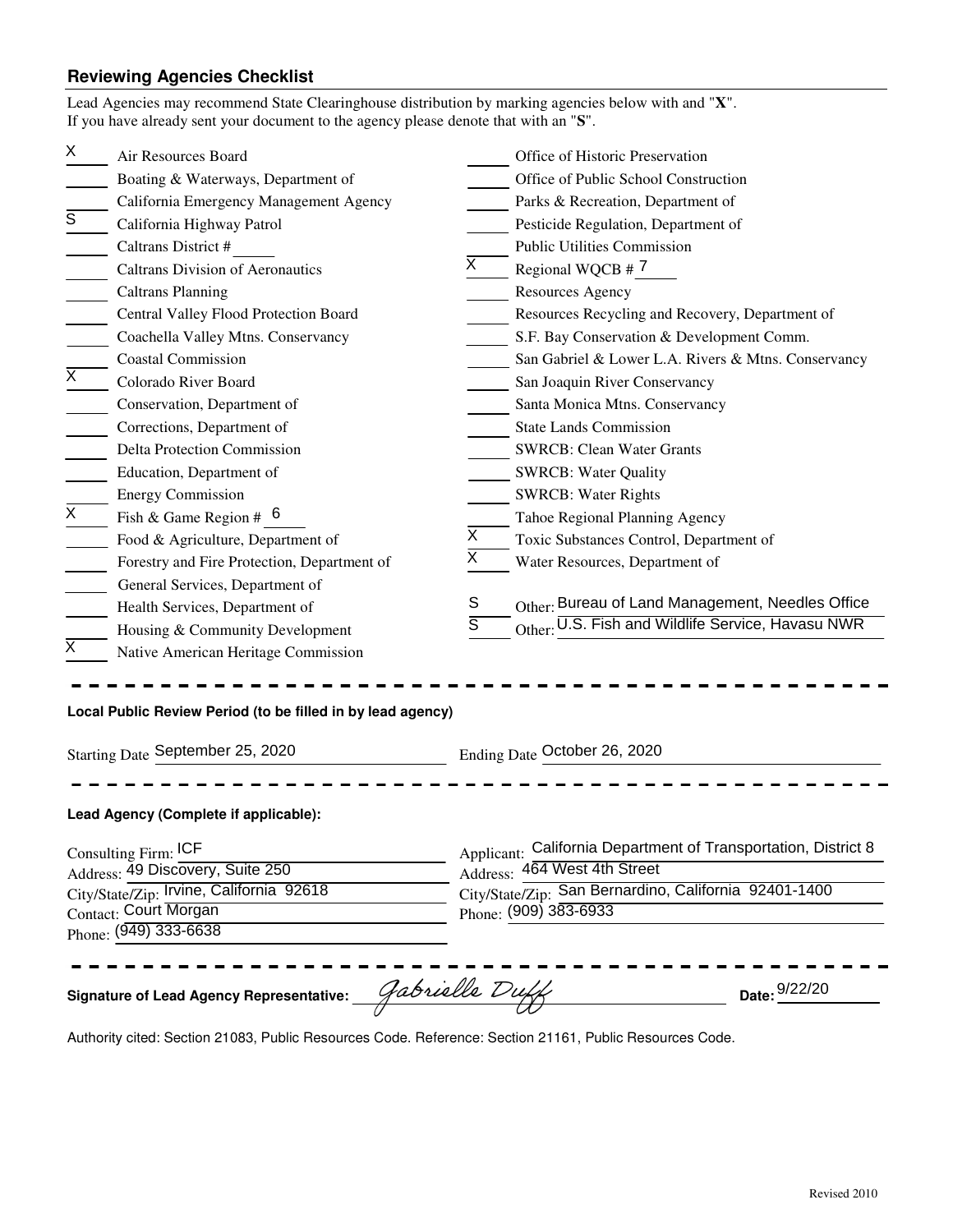## Reviewing Agencies Checklist

Lead Agencies may recommend State Clearinghouse distribution by marking agencies below with and "**X**".
If you have already sent your document to the agency please denote that with an "**S**".

| | | | |
|---|---|---|---|
| X | Air Resources Board | | Office of Historic Preservation |
| | Boating & Waterways, Department of | | Office of Public School Construction |
| | California Emergency Management Agency | | Parks & Recreation, Department of |
| S | California Highway Patrol | | Pesticide Regulation, Department of |
| | Caltrans District # ____ | | Public Utilities Commission |
| | Caltrans Division of Aeronautics | X | Regional WQCB # 7 |
| | Caltrans Planning | | Resources Agency |
| | Central Valley Flood Protection Board | | Resources Recycling and Recovery, Department of |
| | Coachella Valley Mtns. Conservancy | | S.F. Bay Conservation & Development Comm. |
| | Coastal Commission | | San Gabriel & Lower L.A. Rivers & Mtns. Conservancy |
| X | Colorado River Board | | San Joaquin River Conservancy |
| | Conservation, Department of | | Santa Monica Mtns. Conservancy |
| | Corrections, Department of | | State Lands Commission |
| | Delta Protection Commission | | SWRCB: Clean Water Grants |
| | Education, Department of | | SWRCB: Water Quality |
| | Energy Commission | | SWRCB: Water Rights |
| X | Fish & Game Region # 6 | | Tahoe Regional Planning Agency |
| | Food & Agriculture, Department of | X | Toxic Substances Control, Department of |
| | Forestry and Fire Protection, Department of | X | Water Resources, Department of |
| | General Services, Department of | | |
| | Health Services, Department of | S | Other: Bureau of Land Management, Needles Office |
| | Housing & Community Development | S | Other: U.S. Fish and Wildlife Service, Havasu NWR |
| X | Native American Heritage Commission | | |

**Local Public Review Period (to be filled in by lead agency)**

Starting Date September 25, 2020 Ending Date October 26, 2020

**Lead Agency (Complete if applicable):**

Consulting Firm: ICF
Address: 49 Discovery, Suite 250
City/State/Zip: Irvine, California 92618
Contact: Court Morgan
Phone: (949) 333-6638

Applicant: California Department of Transportation, District 8
Address: 464 West 4th Street
City/State/Zip: San Bernardino, California 92401-1400
Phone: (909) 383-6933

**Signature of Lead Agency Representative:** Gabrielle Duff **Date:** 9/22/20

Authority cited: Section 21083, Public Resources Code. Reference: Section 21161, Public Resources Code.

Revised 2010